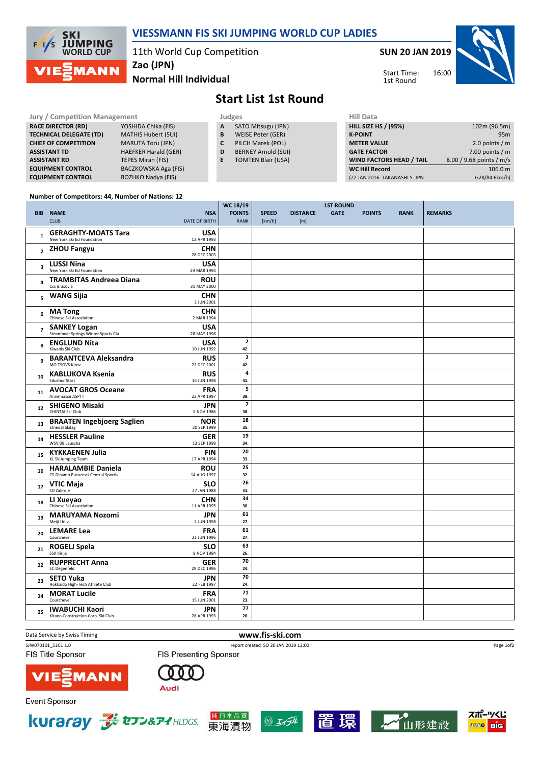# VIESSMANN FIS SKI JUMPING WORLD CUP LADIES

11th World Cup Competition

Zao (JPN)

Normal Hill Individual

**SUN 20 JAN 2019**

Start Time: 16:00

1st Round

## Start List 1st Round

| Jury / Competition Management | |
|---|---|
| **RACE DIRECTOR (RD)** | YOSHIDA Chika (FIS) |
| **TECHNICAL DELEGATE (TD)** | MATHIS Hubert (SUI) |
| **CHIEF OF COMPETITION** | MARUTA Toru (JPN) |
| **ASSISTANT TD** | HAEFKER Harald (GER) |
| **ASSISTANT RD** | TEPES Miran (FIS) |
| **EQUIPMENT CONTROL** | BACZKOWSKA Aga (FIS) |
| **EQUIPMENT CONTROL** | BOZHKO Nadya (FIS) |

| Judges | |
|---|---|
| **A** | SATO Mitsugu (JPN) |
| **B** | WEISE Peter (GER) |
| **C** | PILCH Marek (POL) |
| **D** | BERNEY Arnold (SUI) |
| **E** | TOMTEN Blair (USA) |

| Hill Data | |
|---|---|
| **HILL SIZE HS / (95%)** | 102m (96.5m) |
| **K-POINT** | 95m |
| **METER VALUE** | 2.0 points / m |
| **GATE FACTOR** | 7.00 points / m |
| **WIND FACTORS HEAD / TAIL** | 8.00 / 9.68 points / m/s |
| **WC Hill Record** | 106.0 m |
| (22 JAN 2016 TAKANASHI S. JPN | G28/84.6km/h) |

Number of Competitors: 44, Number of Nations: 12

| BIB | NAME / CLUB | NSA / DATE OF BIRTH | WC 18/19 POINTS / RANK | SPEED [km/h] | DISTANCE [m] | GATE | POINTS | RANK | REMARKS |
|---|---|---|---|---|---|---|---|---|---|
| 1 | **GERAGHTY-MOATS Tara** New York Ski Ed Foundation | USA 12 APR 1993 | | | | | | | |
| 2 | **ZHOU Fangyu** | CHN 28 DEC 2003 | | | | | | | |
| 3 | **LUSSI Nina** New York Ski Ed Foundation | USA 29 MAR 1994 | | | | | | | |
| 4 | **TRAMBITAS Andreea Diana** Css Brasovia | ROU 31 MAY 2000 | | | | | | | |
| 5 | **WANG Sijia** | CHN 2 JUN 2001 | | | | | | | |
| 6 | **MA Tong** Chinese Ski Association | CHN 2 MAR 1994 | | | | | | | |
| 7 | **SANKEY Logan** Steamboat Springs Winter Sports Clu | USA 28 MAY 1998 | | | | | | | |
| 8 | **ENGLUND Nita** Kiwanis Ski Club | USA 10 JUN 1992 | 2 42. | | | | | | |
| 9 | **BARANTCEVA Aleksandra** MO TSOVS Kirov | RUS 22 DEC 2001 | 2 42. | | | | | | |
| 10 | **KABLUKOVA Ksenia** Sdushor Start | RUS 16 JUN 1998 | 4 41. | | | | | | |
| 11 | **AVOCAT GROS Oceane** Annemasse ASPTT | FRA 23 APR 1997 | 5 39. | | | | | | |
| 12 | **SHIGENO Misaki** CHINTAI Ski Club | JPN 5 NOV 1986 | 7 38. | | | | | | |
| 13 | **BRAATEN Ingebjoerg Saglien** Etnedal Skilag | NOR 20 SEP 1999 | 18 35. | | | | | | |
| 14 | **HESSLER Pauline** WSV 08 Lauscha | GER 13 SEP 1998 | 19 34. | | | | | | |
| 15 | **KYKKAENEN Julia** KL SkiJumping Team | FIN 17 APR 1994 | 20 33. | | | | | | |
| 16 | **HARALAMBIE Daniela** CS Dinamo Bucuresti-Centrul Sportiv | ROU 14 AUG 1997 | 25 32. | | | | | | |
| 17 | **VTIC Maja** SD Zabrdje | SLO 27 JAN 1988 | 26 31. | | | | | | |
| 18 | **LI Xueyao** Chinese Ski Association | CHN 11 APR 1995 | 34 30. | | | | | | |
| 19 | **MARUYAMA Nozomi** Meiji Univ. | JPN 2 JUN 1998 | 61 27. | | | | | | |
| 20 | **LEMARE Lea** Courchevel | FRA 21 JUN 1996 | 61 27. | | | | | | |
| 21 | **ROGELJ Spela** SSK Ilirija | SLO 8 NOV 1994 | 63 26. | | | | | | |
| 22 | **RUPPRECHT Anna** SC Degenfeld | GER 29 DEC 1996 | 70 24. | | | | | | |
| 23 | **SETO Yuka** Hokkaido High-Tech Athlete Club | JPN 22 FEB 1997 | 70 24. | | | | | | |
| 24 | **MORAT Lucile** Courchevel | FRA 15 JUN 2001 | 71 23. | | | | | | |
| 25 | **IWABUCHI Kaori** Kitano Construction Corp. Ski Club | JPN 28 APR 1993 | 77 20. | | | | | | |

Data Service by Swiss Timing

www.fis-ski.com

SJW070101_51C1 1.0 report created SO 20 JAN 2019 13:00

FIS Title Sponsor

FIS Presenting Sponsor

Event Sponsor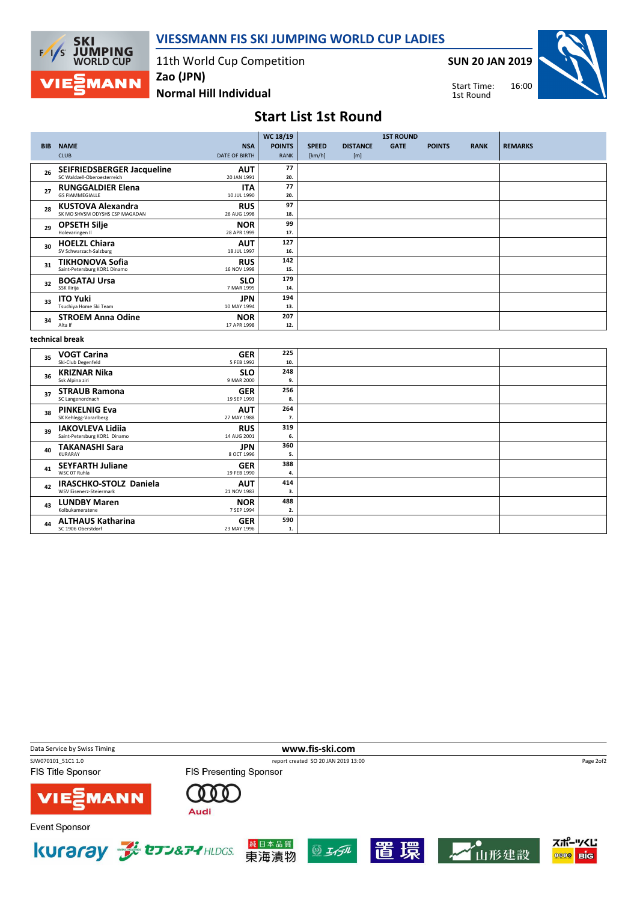# VIESSMANN FIS SKI JUMPING WORLD CUP LADIES

11th World Cup Competition
Zao (JPN)
Normal Hill Individual

SUN 20 JAN 2019

Start Time: 16:00
1st Round

## Start List 1st Round

| BIB | NAME / CLUB | NSA / DATE OF BIRTH | WC 18/19 POINTS / RANK | SPEED [km/h] | DISTANCE [m] | GATE | POINTS | RANK | REMARKS |
|---|---|---|---|---|---|---|---|---|---|
| 26 | **SEIFRIEDSBERGER Jacqueline** SC Waldzell-Oberoesterreich | **AUT** 20 JAN 1991 | 77 / 20. | | | | | | |
| 27 | **RUNGGALDIER Elena** GS FIAMMEGIALLE | **ITA** 10 JUL 1990 | 77 / 20. | | | | | | |
| 28 | **KUSTOVA Alexandra** SK MO SHVSM ODYSHS CSP MAGADAN | **RUS** 26 AUG 1998 | 97 / 18. | | | | | | |
| 29 | **OPSETH Silje** Holevaringen Il | **NOR** 28 APR 1999 | 99 / 17. | | | | | | |
| 30 | **HOELZL Chiara** SV Schwarzach-Salzburg | **AUT** 18 JUL 1997 | 127 / 16. | | | | | | |
| 31 | **TIKHONOVA Sofia** Saint-Petersburg KOR1 Dinamo | **RUS** 16 NOV 1998 | 142 / 15. | | | | | | |
| 32 | **BOGATAJ Ursa** SSK Ilirija | **SLO** 7 MAR 1995 | 179 / 14. | | | | | | |
| 33 | **ITO Yuki** Tsuchiya Home Ski Team | **JPN** 10 MAY 1994 | 194 / 13. | | | | | | |
| 34 | **STROEM Anna Odine** Alta If | **NOR** 17 APR 1998 | 207 / 12. | | | | | | |
| | **technical break** | | | | | | | | |
| 35 | **VOGT Carina** Ski-Club Degenfeld | **GER** 5 FEB 1992 | 225 / 10. | | | | | | |
| 36 | **KRIZNAR Nika** Ssk Alpina ziri | **SLO** 9 MAR 2000 | 248 / 9. | | | | | | |
| 37 | **STRAUB Ramona** SC Langenordnach | **GER** 19 SEP 1993 | 256 / 8. | | | | | | |
| 38 | **PINKELNIG Eva** SK Kehlegg-Vorarlberg | **AUT** 27 MAY 1988 | 264 / 7. | | | | | | |
| 39 | **IAKOVLEVA Lidiia** Saint-Petersburg KOR1 Dinamo | **RUS** 14 AUG 2001 | 319 / 6. | | | | | | |
| 40 | **TAKANASHI Sara** KURARAY | **JPN** 8 OCT 1996 | 360 / 5. | | | | | | |
| 41 | **SEYFARTH Juliane** WSC 07 Ruhla | **GER** 19 FEB 1990 | 388 / 4. | | | | | | |
| 42 | **IRASCHKO-STOLZ Daniela** WSV Eisenerz-Steiermark | **AUT** 21 NOV 1983 | 414 / 3. | | | | | | |
| 43 | **LUNDBY Maren** Kolbukameratene | **NOR** 7 SEP 1994 | 488 / 2. | | | | | | |
| 44 | **ALTHAUS Katharina** SC 1906 Oberstdorf | **GER** 23 MAY 1996 | 590 / 1. | | | | | | |

Data Service by Swiss Timing — www.fis-ski.com

SJW070101_51C1 1.0 — report created SO 20 JAN 2019 13:00

FIS Title Sponsor: VIESSMANN — FIS Presenting Sponsor: Audi

Event Sponsor: kuraray, セブン&アイHLDGS., 東海漬物, 山形建設